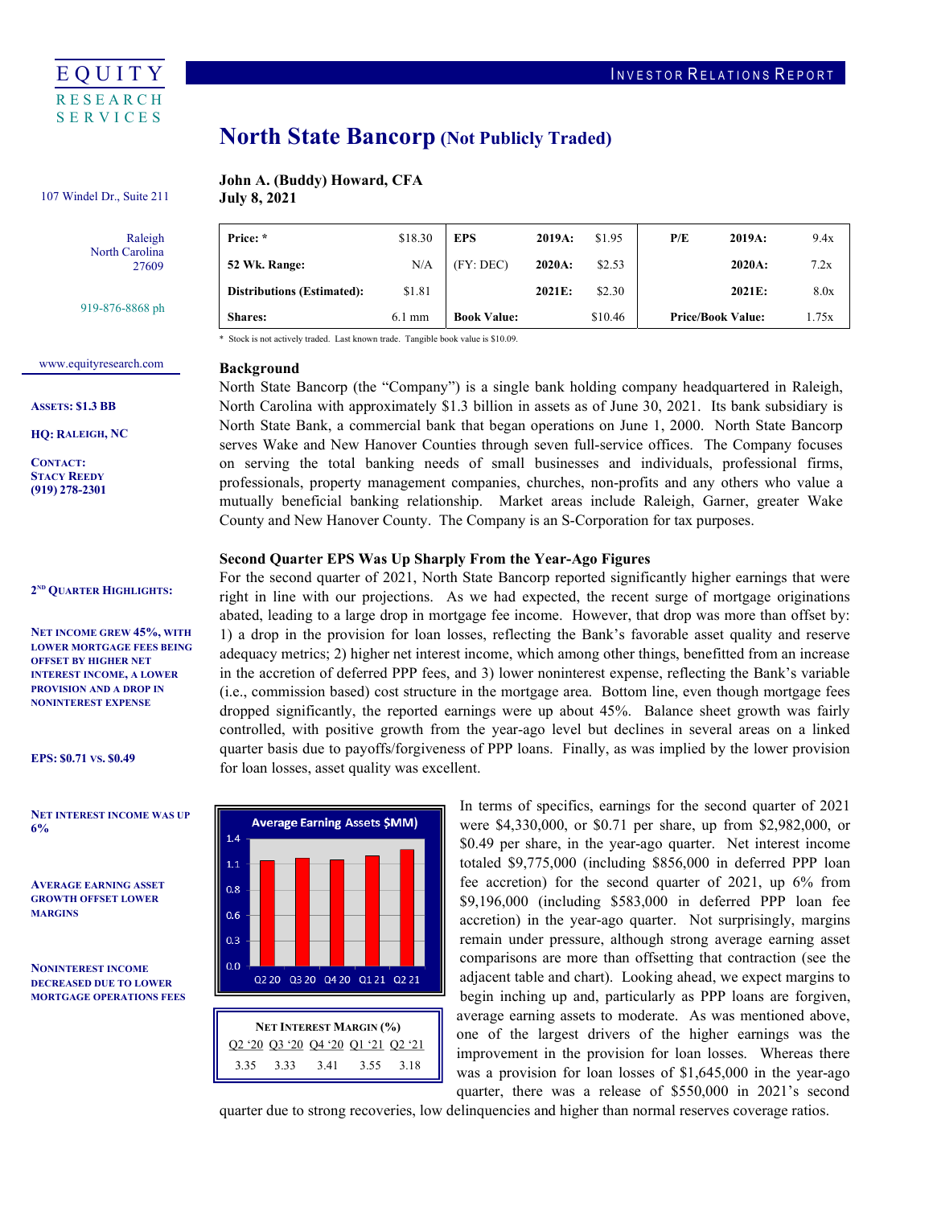EQUITY RESEARCH SERVICES

INVESTOR RELATIONS REPORT

107 Windel Dr., Suite 211

Raleigh
North Carolina
27609

919-876-8868 ph

www.equityresearch.com

**ASSETS: $1.3 BB**

**HQ: RALEIGH, NC**

**CONTACT:**
**STACY REEDY**
**(919) 278-2301**

# North State Bancorp (Not Publicly Traded)

**John A. (Buddy) Howard, CFA**
**July 8, 2021**

| **Price:** * | $18.30 | **EPS** | **2019A:** | $1.95 | **P/E** | **2019A:** | 9.4x |
|---|---|---|---|---|---|---|---|
| **52 Wk. Range:** | N/A | (FY: DEC) | **2020A:** | $2.53 | | **2020A:** | 7.2x |
| **Distributions (Estimated):** | $1.81 | | **2021E:** | $2.30 | | **2021E:** | 8.0x |
| **Shares:** | 6.1 mm | **Book Value:** | | $10.46 | **Price/Book Value:** | | 1.75x |

\* Stock is not actively traded. Last known trade. Tangible book value is $10.09.

### Background

North State Bancorp (the "Company") is a single bank holding company headquartered in Raleigh, North Carolina with approximately $1.3 billion in assets as of June 30, 2021. Its bank subsidiary is North State Bank, a commercial bank that began operations on June 1, 2000. North State Bancorp serves Wake and New Hanover Counties through seven full-service offices. The Company focuses on serving the total banking needs of small businesses and individuals, professional firms, professionals, property management companies, churches, non-profits and any others who value a mutually beneficial banking relationship. Market areas include Raleigh, Garner, greater Wake County and New Hanover County. The Company is an S-Corporation for tax purposes.

### Second Quarter EPS Was Up Sharply From the Year-Ago Figures

**2ND QUARTER HIGHLIGHTS:**

**NET INCOME GREW 45%, WITH LOWER MORTGAGE FEES BEING OFFSET BY HIGHER NET INTEREST INCOME, A LOWER PROVISION AND A DROP IN NONINTEREST EXPENSE**

**EPS: $0.71 VS. $0.49**

**NET INTEREST INCOME WAS UP 6%**

**AVERAGE EARNING ASSET GROWTH OFFSET LOWER MARGINS**

**NONINTEREST INCOME DECREASED DUE TO LOWER MORTGAGE OPERATIONS FEES**

For the second quarter of 2021, North State Bancorp reported significantly higher earnings that were right in line with our projections. As we had expected, the recent surge of mortgage originations abated, leading to a large drop in mortgage fee income. However, that drop was more than offset by: 1) a drop in the provision for loan losses, reflecting the Bank's favorable asset quality and reserve adequacy metrics; 2) higher net interest income, which among other things, benefitted from an increase in the accretion of deferred PPP fees, and 3) lower noninterest expense, reflecting the Bank's variable (i.e., commission based) cost structure in the mortgage area. Bottom line, even though mortgage fees dropped significantly, the reported earnings were up about 45%. Balance sheet growth was fairly controlled, with positive growth from the year-ago level but declines in several areas on a linked quarter basis due to payoffs/forgiveness of PPP loans. Finally, as was implied by the lower provision for loan losses, asset quality was excellent.

**Average Earning Assets $MM)**

| | Q2 20 | Q3 20 | Q4 20 | Q1 21 | Q2 21 |
|---|---|---|---|---|---|

| **NET INTEREST MARGIN (%)** | | | | |
|---|---|---|---|---|
| Q2 '20 | Q3 '20 | Q4 '20 | Q1 '21 | Q2 '21 |
| 3.35 | 3.33 | 3.41 | 3.55 | 3.18 |

In terms of specifics, earnings for the second quarter of 2021 were $4,330,000, or $0.71 per share, up from $2,982,000, or $0.49 per share, in the year-ago quarter. Net interest income totaled $9,775,000 (including $856,000 in deferred PPP loan fee accretion) for the second quarter of 2021, up 6% from $9,196,000 (including $583,000 in deferred PPP loan fee accretion) in the year-ago quarter. Not surprisingly, margins remain under pressure, although strong average earning asset comparisons are more than offsetting that contraction (see the adjacent table and chart). Looking ahead, we expect margins to begin inching up and, particularly as PPP loans are forgiven, average earning assets to moderate. As was mentioned above, one of the largest drivers of the higher earnings was the improvement in the provision for loan losses. Whereas there was a provision for loan losses of $1,645,000 in the year-ago quarter, there was a release of $550,000 in 2021's second quarter due to strong recoveries, low delinquencies and higher than normal reserves coverage ratios.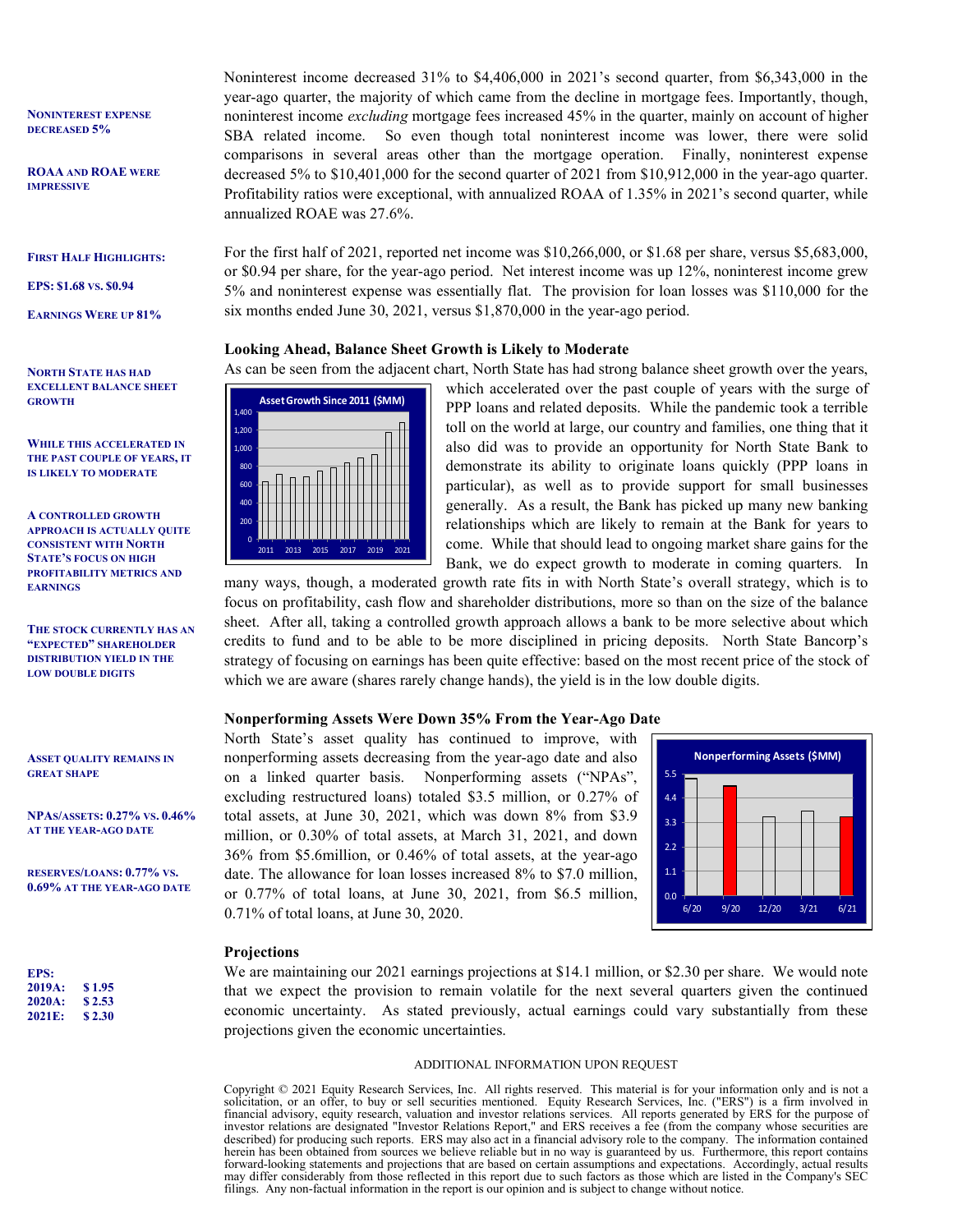**NONINTEREST EXPENSE DECREASED 5%**

**ROAA AND ROAE WERE IMPRESSIVE**

Noninterest income decreased 31% to $4,406,000 in 2021's second quarter, from $6,343,000 in the year-ago quarter, the majority of which came from the decline in mortgage fees. Importantly, though, noninterest income *excluding* mortgage fees increased 45% in the quarter, mainly on account of higher SBA related income. So even though total noninterest income was lower, there were solid comparisons in several areas other than the mortgage operation. Finally, noninterest expense decreased 5% to $10,401,000 for the second quarter of 2021 from $10,912,000 in the year-ago quarter. Profitability ratios were exceptional, with annualized ROAA of 1.35% in 2021's second quarter, while annualized ROAE was 27.6%.

**FIRST HALF HIGHLIGHTS:**

**EPS: $1.68 VS. $0.94**

**EARNINGS WERE UP 81%**

For the first half of 2021, reported net income was $10,266,000, or $1.68 per share, versus $5,683,000, or $0.94 per share, for the year-ago period. Net interest income was up 12%, noninterest income grew 5% and noninterest expense was essentially flat. The provision for loan losses was $110,000 for the six months ended June 30, 2021, versus $1,870,000 in the year-ago period.

### Looking Ahead, Balance Sheet Growth is Likely to Moderate

**NORTH STATE HAS HAD EXCELLENT BALANCE SHEET GROWTH**

**WHILE THIS ACCELERATED IN THE PAST COUPLE OF YEARS, IT IS LIKELY TO MODERATE**

**A CONTROLLED GROWTH APPROACH IS ACTUALLY QUITE CONSISTENT WITH NORTH STATE'S FOCUS ON HIGH PROFITABILITY METRICS AND EARNINGS**

**THE STOCK CURRENTLY HAS AN "EXPECTED" SHAREHOLDER DISTRIBUTION YIELD IN THE LOW DOUBLE DIGITS**

Asset Growth Since 2011 ($MM)

1,400
1,200
1,000
800
600
400
200
0

2011 2013 2015 2017 2019 2021

As can be seen from the adjacent chart, North State has had strong balance sheet growth over the years, which accelerated over the past couple of years with the surge of PPP loans and related deposits. While the pandemic took a terrible toll on the world at large, our country and families, one thing that it also did was to provide an opportunity for North State Bank to demonstrate its ability to originate loans quickly (PPP loans in particular), as well as to provide support for small businesses generally. As a result, the Bank has picked up many new banking relationships which are likely to remain at the Bank for years to come. While that should lead to ongoing market share gains for the Bank, we do expect growth to moderate in coming quarters. In many ways, though, a moderated growth rate fits in with North State's overall strategy, which is to focus on profitability, cash flow and shareholder distributions, more so than on the size of the balance sheet. After all, taking a controlled growth approach allows a bank to be more selective about which credits to fund and to be able to be more disciplined in pricing deposits. North State Bancorp's strategy of focusing on earnings has been quite effective: based on the most recent price of the stock of which we are aware (shares rarely change hands), the yield is in the low double digits.

### Nonperforming Assets Were Down 35% From the Year-Ago Date

**ASSET QUALITY REMAINS IN GREAT SHAPE**

**NPAS/ASSETS: 0.27% VS. 0.46% AT THE YEAR-AGO DATE**

**RESERVES/LOANS: 0.77% VS. 0.69% AT THE YEAR-AGO DATE**

North State's asset quality has continued to improve, with nonperforming assets decreasing from the year-ago date and also on a linked quarter basis. Nonperforming assets ("NPAs", excluding restructured loans) totaled $3.5 million, or 0.27% of total assets, at June 30, 2021, which was down 8% from $3.9 million, or 0.30% of total assets, at March 31, 2021, and down 36% from $5.6million, or 0.46% of total assets, at the year-ago date. The allowance for loan losses increased 8% to $7.0 million, or 0.77% of total loans, at June 30, 2021, from $6.5 million, 0.71% of total loans, at June 30, 2020.

Nonperforming Assets ($MM)

5.5
4.4
3.3
2.2
1.1
0.0

6/20 9/20 12/20 3/21 6/21

### Projections

**EPS:**
**2019A: $ 1.95**
**2020A: $ 2.53**
**2021E: $ 2.30**

We are maintaining our 2021 earnings projections at $14.1 million, or $2.30 per share. We would note that we expect the provision to remain volatile for the next several quarters given the continued economic uncertainty. As stated previously, actual earnings could vary substantially from these projections given the economic uncertainties.

ADDITIONAL INFORMATION UPON REQUEST

Copyright © 2021 Equity Research Services, Inc. All rights reserved. This material is for your information only and is not a solicitation, or an offer, to buy or sell securities mentioned. Equity Research Services, Inc. ("ERS") is a firm involved in financial advisory, equity research, valuation and investor relations services. All reports generated by ERS for the purpose of investor relations are designated "Investor Relations Report," and ERS receives a fee (from the company whose securities are described) for producing such reports. ERS may also act in a financial advisory role to the company. The information contained herein has been obtained from sources we believe reliable but in no way is guaranteed by us. Furthermore, this report contains forward-looking statements and projections that are based on certain assumptions and expectations. Accordingly, actual results may differ considerably from those reflected in this report due to such factors as those which are listed in the Company's SEC filings. Any non-factual information in the report is our opinion and is subject to change without notice.